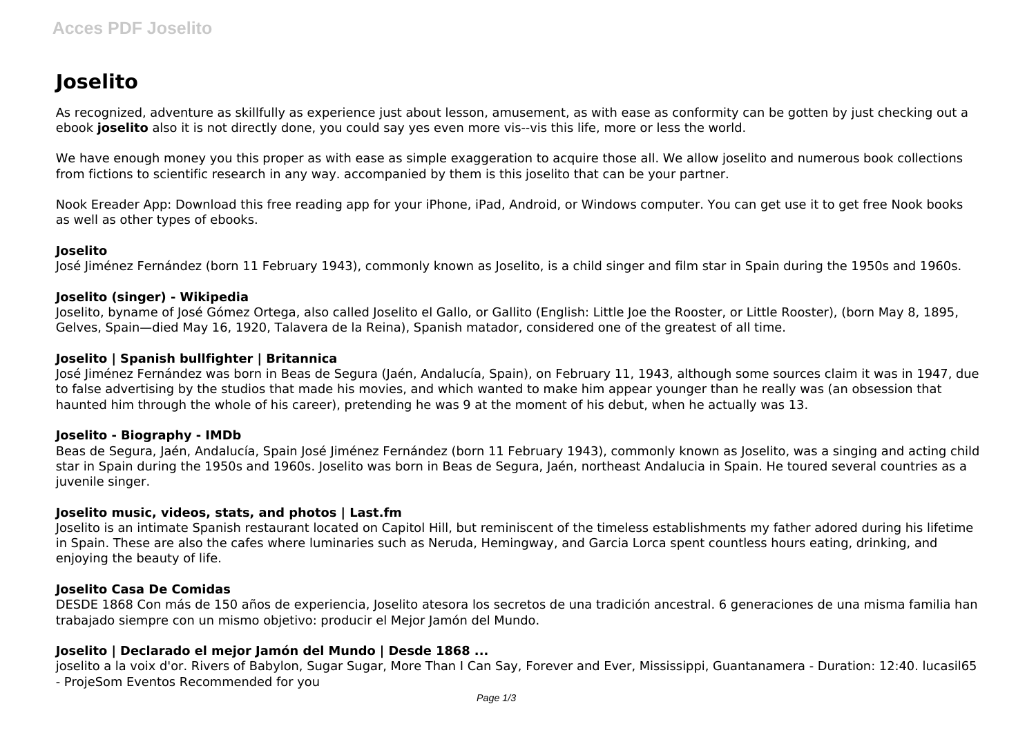# Joselito

As recognized, adventure as skillfully as experience just about lesson, amusement, as with ease as conformity can be gotten by just checking out a ebook **joselito** also it is not directly done, you could say yes even more vis--vis this life, more or less the world.

We have enough money you this proper as with ease as simple exaggeration to acquire those all. We allow joselito and numerous book collections from fictions to scientific research in any way. accompanied by them is this joselito that can be your partner.

Nook Ereader App: Download this free reading app for your iPhone, iPad, Android, or Windows computer. You can get use it to get free Nook books as well as other types of ebooks.

### Joselito

José Jiménez Fernández (born 11 February 1943), commonly known as Joselito, is a child singer and film star in Spain during the 1950s and 1960s.

### Joselito (singer) - Wikipedia

Joselito, byname of José Gómez Ortega, also called Joselito el Gallo, or Gallito (English: Little Joe the Rooster, or Little Rooster), (born May 8, 1895, Gelves, Spain—died May 16, 1920, Talavera de la Reina), Spanish matador, considered one of the greatest of all time.

### Joselito | Spanish bullfighter | Britannica

José Jiménez Fernández was born in Beas de Segura (Jaén, Andalucía, Spain), on February 11, 1943, although some sources claim it was in 1947, due to false advertising by the studios that made his movies, and which wanted to make him appear younger than he really was (an obsession that haunted him through the whole of his career), pretending he was 9 at the moment of his debut, when he actually was 13.

### Joselito - Biography - IMDb

Beas de Segura, Jaén, Andalucía, Spain José Jiménez Fernández (born 11 February 1943), commonly known as Joselito, was a singing and acting child star in Spain during the 1950s and 1960s. Joselito was born in Beas de Segura, Jaén, northeast Andalucia in Spain. He toured several countries as a juvenile singer.

### Joselito music, videos, stats, and photos | Last.fm

Joselito is an intimate Spanish restaurant located on Capitol Hill, but reminiscent of the timeless establishments my father adored during his lifetime in Spain. These are also the cafes where luminaries such as Neruda, Hemingway, and Garcia Lorca spent countless hours eating, drinking, and enjoying the beauty of life.

### Joselito Casa De Comidas

DESDE 1868 Con más de 150 años de experiencia, Joselito atesora los secretos de una tradición ancestral. 6 generaciones de una misma familia han trabajado siempre con un mismo objetivo: producir el Mejor Jamón del Mundo.

### Joselito | Declarado el mejor Jamón del Mundo | Desde 1868 ...

joselito a la voix d'or. Rivers of Babylon, Sugar Sugar, More Than I Can Say, Forever and Ever, Mississippi, Guantanamera - Duration: 12:40. lucasil65 - ProjeSom Eventos Recommended for you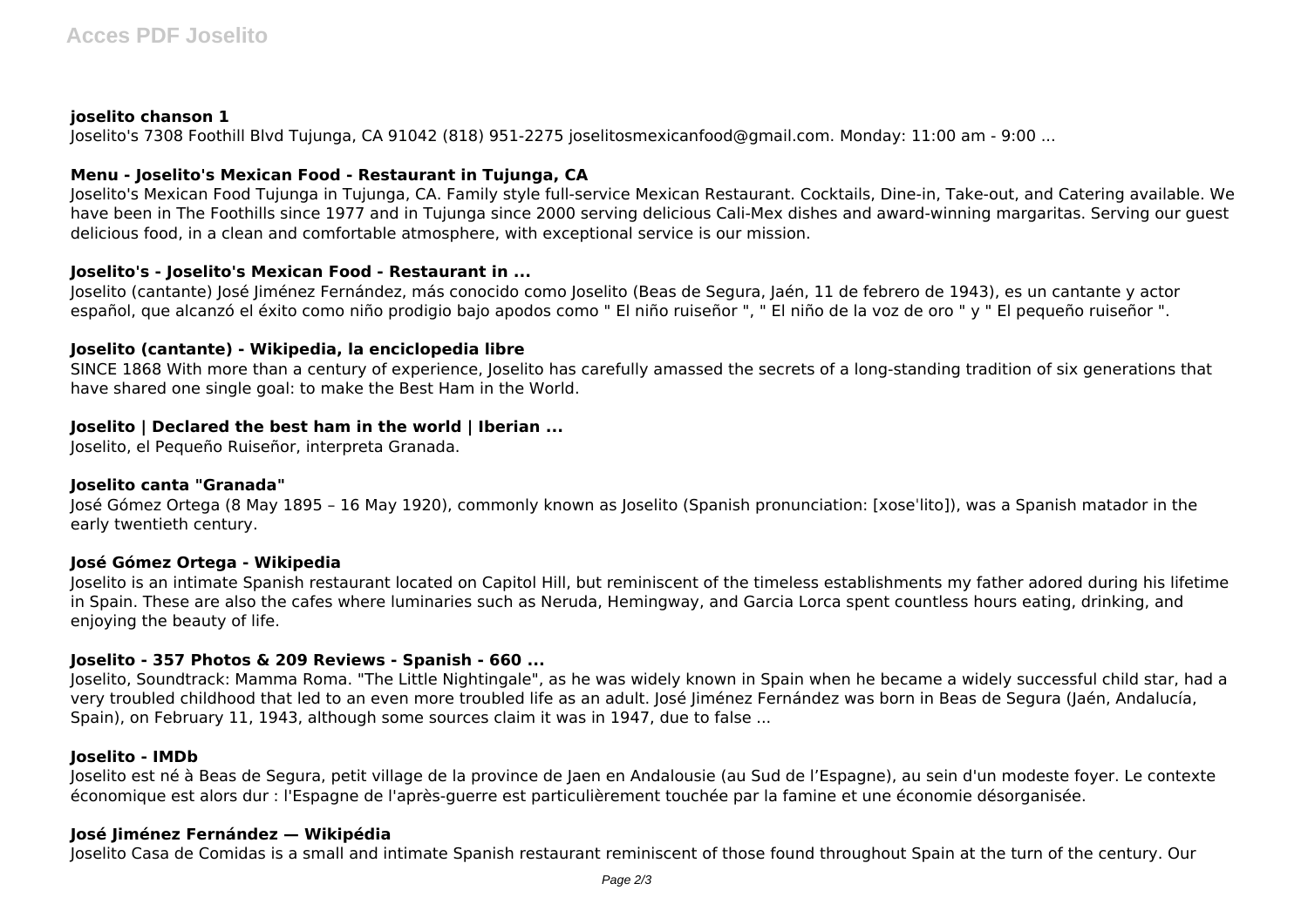### joselito chanson 1

Joselito's 7308 Foothill Blvd Tujunga, CA 91042 (818) 951-2275 joselitosmexicanfood@gmail.com. Monday: 11:00 am - 9:00 ...

### Menu - Joselito's Mexican Food - Restaurant in Tujunga, CA

Joselito's Mexican Food Tujunga in Tujunga, CA. Family style full-service Mexican Restaurant. Cocktails, Dine-in, Take-out, and Catering available. We have been in The Foothills since 1977 and in Tujunga since 2000 serving delicious Cali-Mex dishes and award-winning margaritas. Serving our guest delicious food, in a clean and comfortable atmosphere, with exceptional service is our mission.

### Joselito's - Joselito's Mexican Food - Restaurant in ...

Joselito (cantante) José Jiménez Fernández, más conocido como Joselito (Beas de Segura, Jaén, 11 de febrero de 1943), es un cantante y actor español, que alcanzó el éxito como niño prodigio bajo apodos como " El niño ruiseñor ", " El niño de la voz de oro " y " El pequeño ruiseñor ".

### Joselito (cantante) - Wikipedia, la enciclopedia libre

SINCE 1868 With more than a century of experience, Joselito has carefully amassed the secrets of a long-standing tradition of six generations that have shared one single goal: to make the Best Ham in the World.

### Joselito | Declared the best ham in the world | Iberian ...

Joselito, el Pequeño Ruiseñor, interpreta Granada.

### Joselito canta "Granada"

José Gómez Ortega (8 May 1895 – 16 May 1920), commonly known as Joselito (Spanish pronunciation: [xoseˈlito]), was a Spanish matador in the early twentieth century.

### José Gómez Ortega - Wikipedia

Joselito is an intimate Spanish restaurant located on Capitol Hill, but reminiscent of the timeless establishments my father adored during his lifetime in Spain. These are also the cafes where luminaries such as Neruda, Hemingway, and Garcia Lorca spent countless hours eating, drinking, and enjoying the beauty of life.

### Joselito - 357 Photos & 209 Reviews - Spanish - 660 ...

Joselito, Soundtrack: Mamma Roma. "The Little Nightingale", as he was widely known in Spain when he became a widely successful child star, had a very troubled childhood that led to an even more troubled life as an adult. José Jiménez Fernández was born in Beas de Segura (Jaén, Andalucía, Spain), on February 11, 1943, although some sources claim it was in 1947, due to false ...

### Joselito - IMDb

Joselito est né à Beas de Segura, petit village de la province de Jaen en Andalousie (au Sud de l'Espagne), au sein d'un modeste foyer. Le contexte économique est alors dur : l'Espagne de l'après-guerre est particulièrement touchée par la famine et une économie désorganisée.

### José Jiménez Fernández — Wikipédia

Joselito Casa de Comidas is a small and intimate Spanish restaurant reminiscent of those found throughout Spain at the turn of the century. Our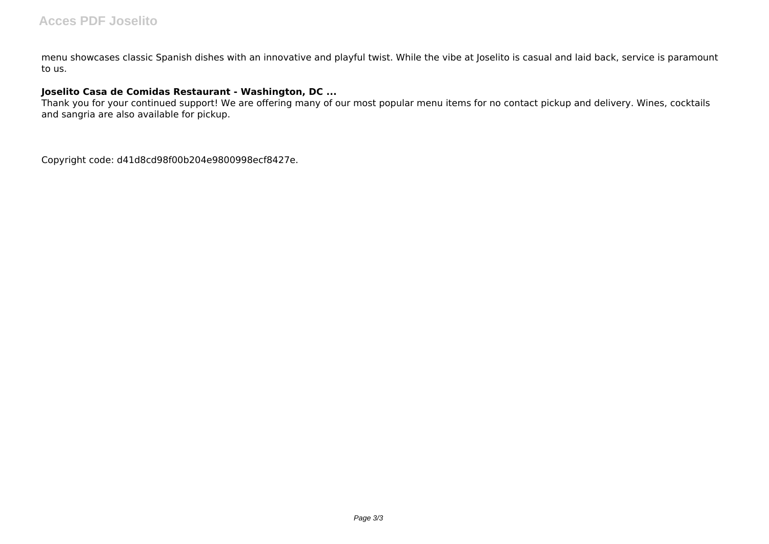menu showcases classic Spanish dishes with an innovative and playful twist. While the vibe at Joselito is casual and laid back, service is paramount to us.

**Joselito Casa de Comidas Restaurant - Washington, DC ...**
Thank you for your continued support! We are offering many of our most popular menu items for no contact pickup and delivery. Wines, cocktails and sangria are also available for pickup.

Copyright code: d41d8cd98f00b204e9800998ecf8427e.